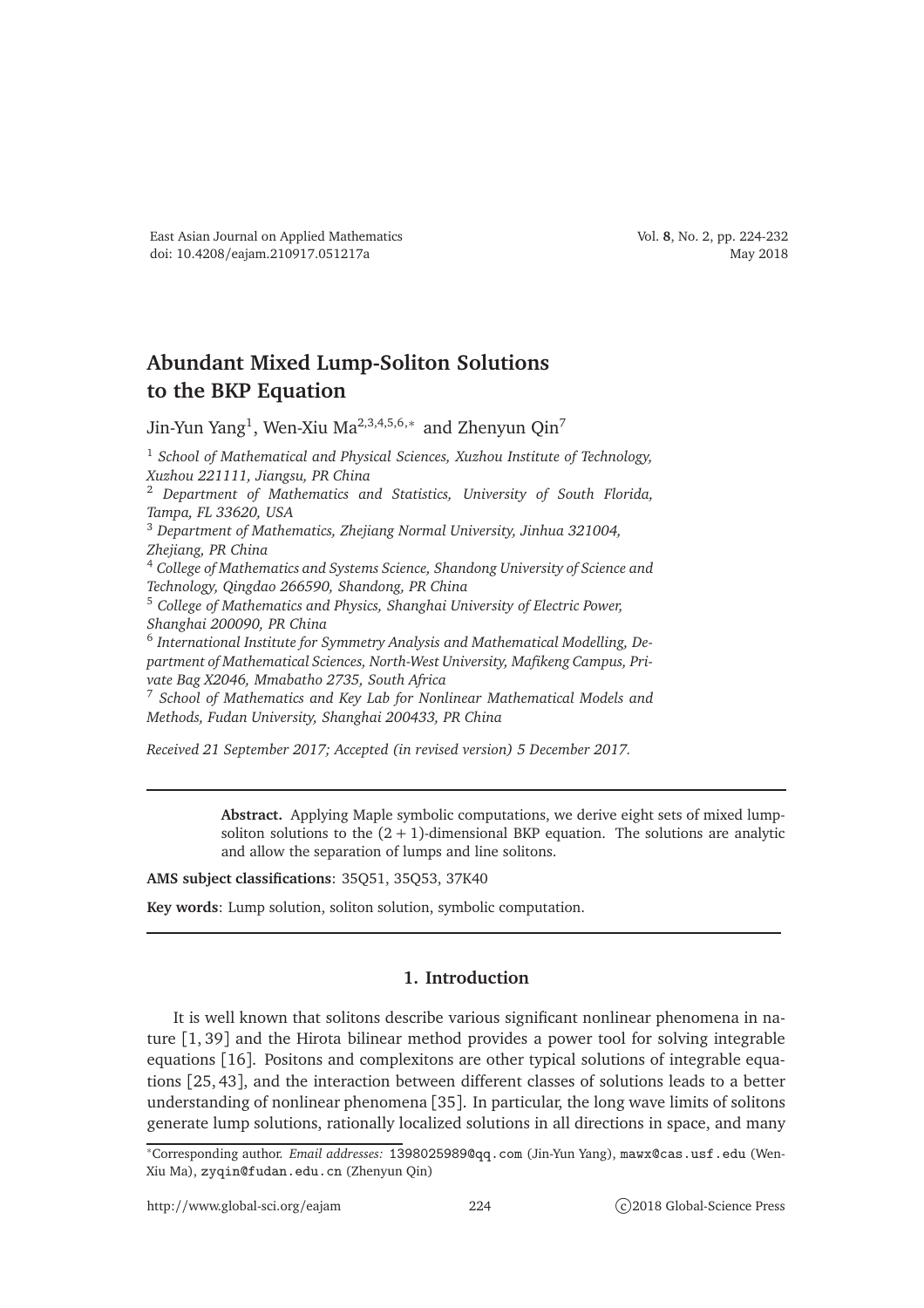# Abundant Mixed Lump-Soliton Solutions to the BKP Equation

Jin-Yun Yang[1], Wen-Xiu Ma[2,3,4,5,6,*] and Zhenyun Qin[7]

[1] *School of Mathematical and Physical Sciences, Xuzhou Institute of Technology, Xuzhou 221111, Jiangsu, PR China*
[2] *Department of Mathematics and Statistics, University of South Florida, Tampa, FL 33620, USA*
[3] *Department of Mathematics, Zhejiang Normal University, Jinhua 321004, Zhejiang, PR China*
[4] *College of Mathematics and Systems Science, Shandong University of Science and Technology, Qingdao 266590, Shandong, PR China*
[5] *College of Mathematics and Physics, Shanghai University of Electric Power, Shanghai 200090, PR China*
[6] *International Institute for Symmetry Analysis and Mathematical Modelling, Department of Mathematical Sciences, North-West University, Mafikeng Campus, Private Bag X2046, Mmabatho 2735, South Africa*
[7] *School of Mathematics and Key Lab for Nonlinear Mathematical Models and Methods, Fudan University, Shanghai 200433, PR China*

*Received 21 September 2017; Accepted (in revised version) 5 December 2017.*

---

**Abstract.** Applying Maple symbolic computations, we derive eight sets of mixed lump-soliton solutions to the $(2+1)$-dimensional BKP equation. The solutions are analytic and allow the separation of lumps and line solitons.

**AMS subject classifications**: 35Q51, 35Q53, 37K40

**Key words**: Lump solution, soliton solution, symbolic computation.

---

## 1. Introduction

It is well known that solitons describe various significant nonlinear phenomena in nature [1, 39] and the Hirota bilinear method provides a power tool for solving integrable equations [16]. Positons and complexitons are other typical solutions of integrable equations [25, 43], and the interaction between different classes of solutions leads to a better understanding of nonlinear phenomena [35]. In particular, the long wave limits of solitons generate lump solutions, rationally localized solutions in all directions in space, and many

---

*Corresponding author. *Email addresses:* 1398025989@qq.com (Jin-Yun Yang), mawx@cas.usf.edu (Wen-Xiu Ma), zyqin@fudan.edu.cn (Zhenyun Qin)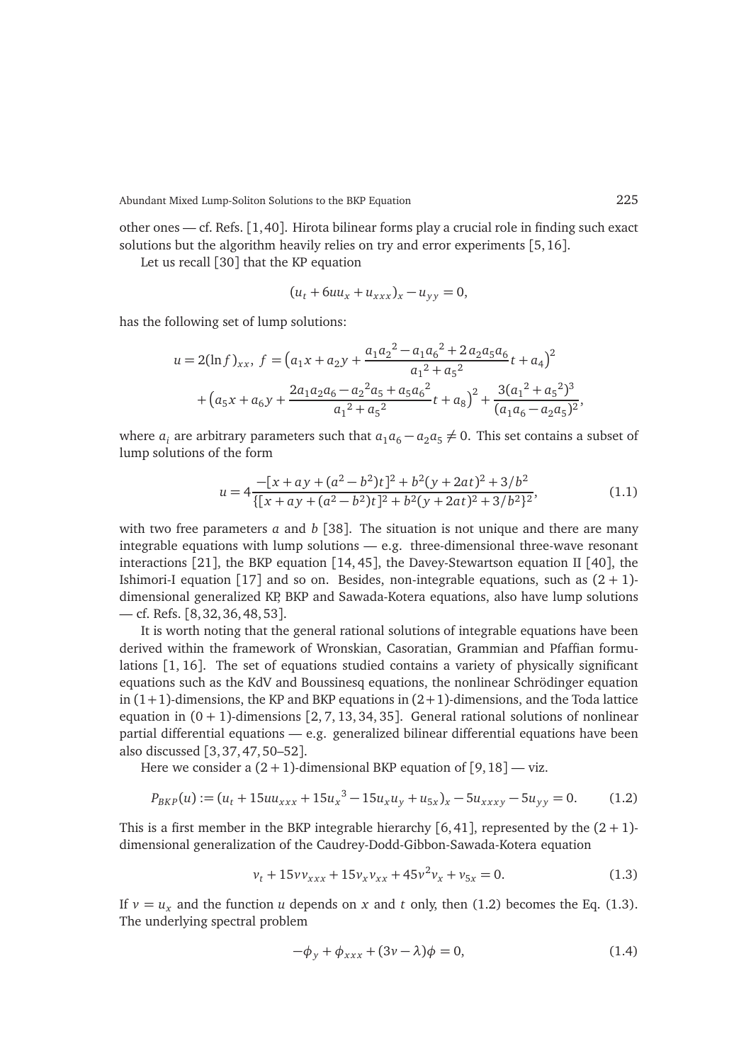other ones — cf. Refs. [1,40]. Hirota bilinear forms play a crucial role in finding such exact solutions but the algorithm heavily relies on try and error experiments [5,16].

Let us recall [30] that the KP equation

$$(u_t + 6uu_x + u_{xxx})_x - u_{yy} = 0,$$

has the following set of lump solutions:

$$u = 2(\ln f)_{xx},\ f = \left(a_1 x + a_2 y + \frac{a_1 {a_2}^2 - a_1 {a_6}^2 + 2\, a_2 a_5 a_6}{{a_1}^2 + {a_5}^2} t + a_4\right)^2 + \left(a_5 x + a_6 y + \frac{2 a_1 a_2 a_6 - {a_2}^2 a_5 + a_5 {a_6}^2}{{a_1}^2 + {a_5}^2} t + a_8\right)^2 + \frac{3({a_1}^2 + {a_5}^2)^3}{(a_1 a_6 - a_2 a_5)^2},$$

where $a_i$ are arbitrary parameters such that $a_1 a_6 - a_2 a_5 \neq 0$. This set contains a subset of lump solutions of the form

$$u = 4\frac{-[x + ay + (a^2 - b^2)t]^2 + b^2(y + 2at)^2 + 3/b^2}{\{[x + ay + (a^2 - b^2)t]^2 + b^2(y + 2at)^2 + 3/b^2\}^2}, \tag{1.1}$$

with two free parameters $a$ and $b$ [38]. The situation is not unique and there are many integrable equations with lump solutions — e.g. three-dimensional three-wave resonant interactions [21], the BKP equation [14,45], the Davey-Stewartson equation II [40], the Ishimori-I equation [17] and so on. Besides, non-integrable equations, such as $(2+1)$-dimensional generalized KP, BKP and Sawada-Kotera equations, also have lump solutions — cf. Refs. [8,32,36,48,53].

It is worth noting that the general rational solutions of integrable equations have been derived within the framework of Wronskian, Casoratian, Grammian and Pfaffian formulations [1,16]. The set of equations studied contains a variety of physically significant equations such as the KdV and Boussinesq equations, the nonlinear Schrödinger equation in $(1+1)$-dimensions, the KP and BKP equations in $(2+1)$-dimensions, and the Toda lattice equation in $(0+1)$-dimensions [2,7,13,34,35]. General rational solutions of nonlinear partial differential equations — e.g. generalized bilinear differential equations have been also discussed [3,37,47,50–52].

Here we consider a $(2+1)$-dimensional BKP equation of [9,18] — viz.

$$P_{BKP}(u) := (u_t + 15uu_{xxx} + 15{u_x}^3 - 15u_x u_y + u_{5x})_x - 5u_{xxxy} - 5u_{yy} = 0. \tag{1.2}$$

This is a first member in the BKP integrable hierarchy [6,41], represented by the $(2+1)$-dimensional generalization of the Caudrey-Dodd-Gibbon-Sawada-Kotera equation

$$v_t + 15vv_{xxx} + 15v_x v_{xx} + 45v^2 v_x + v_{5x} = 0. \tag{1.3}$$

If $v = u_x$ and the function $u$ depends on $x$ and $t$ only, then (1.2) becomes the Eq. (1.3). The underlying spectral problem

$$-\phi_y + \phi_{xxx} + (3v - \lambda)\phi = 0, \tag{1.4}$$